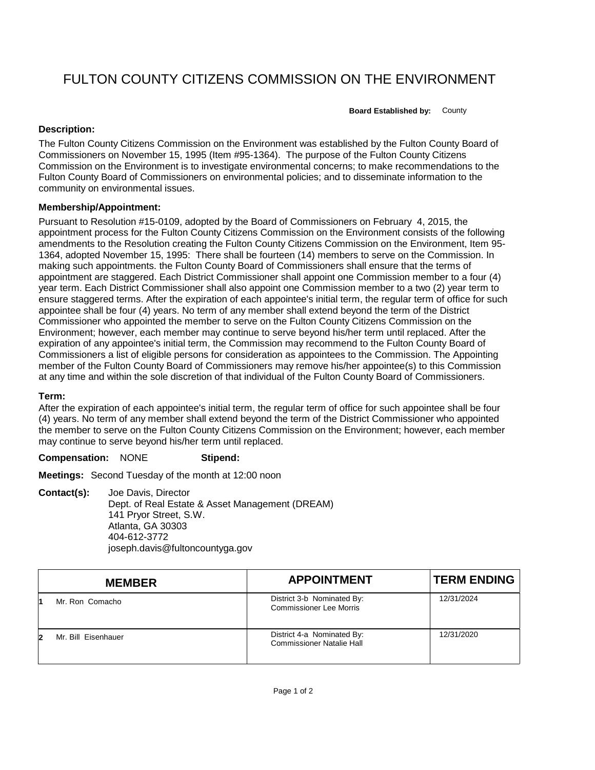# FULTON COUNTY CITIZENS COMMISSION ON THE ENVIRONMENT

**Board Established by:** County

**Description:**

The Fulton County Citizens Commission on the Environment was established by the Fulton County Board of Commissioners on November 15, 1995 (Item #95-1364). The purpose of the Fulton County Citizens Commission on the Environment is to investigate environmental concerns; to make recommendations to the Fulton County Board of Commissioners on environmental policies; and to disseminate information to the community on environmental issues.

**Membership/Appointment:**

Pursuant to Resolution #15-0109, adopted by the Board of Commissioners on February 4, 2015, the appointment process for the Fulton County Citizens Commission on the Environment consists of the following amendments to the Resolution creating the Fulton County Citizens Commission on the Environment, Item 95-1364, adopted November 15, 1995: There shall be fourteen (14) members to serve on the Commission. In making such appointments. the Fulton County Board of Commissioners shall ensure that the terms of appointment are staggered. Each District Commissioner shall appoint one Commission member to a four (4) year term. Each District Commissioner shall also appoint one Commission member to a two (2) year term to ensure staggered terms. After the expiration of each appointee's initial term, the regular term of office for such appointee shall be four (4) years. No term of any member shall extend beyond the term of the District Commissioner who appointed the member to serve on the Fulton County Citizens Commission on the Environment; however, each member may continue to serve beyond his/her term until replaced. After the expiration of any appointee's initial term, the Commission may recommend to the Fulton County Board of Commissioners a list of eligible persons for consideration as appointees to the Commission. The Appointing member of the Fulton County Board of Commissioners may remove his/her appointee(s) to this Commission at any time and within the sole discretion of that individual of the Fulton County Board of Commissioners.

**Term:**

After the expiration of each appointee's initial term, the regular term of office for such appointee shall be four (4) years. No term of any member shall extend beyond the term of the District Commissioner who appointed the member to serve on the Fulton County Citizens Commission on the Environment; however, each member may continue to serve beyond his/her term until replaced.

**Compensation:** NONE **Stipend:**

**Meetings:** Second Tuesday of the month at 12:00 noon

**Contact(s):**
Joe Davis, Director
Dept. of Real Estate & Asset Management (DREAM)
141 Pryor Street, S.W.
Atlanta, GA 30303
404-612-3772
joseph.davis@fultoncountyga.gov

| | MEMBER | APPOINTMENT | TERM ENDING |
|---|---|---|---|
| 1 | Mr. Ron Comacho | District 3-b Nominated By: Commissioner Lee Morris | 12/31/2024 |
| 2 | Mr. Bill Eisenhauer | District 4-a Nominated By: Commissioner Natalie Hall | 12/31/2020 |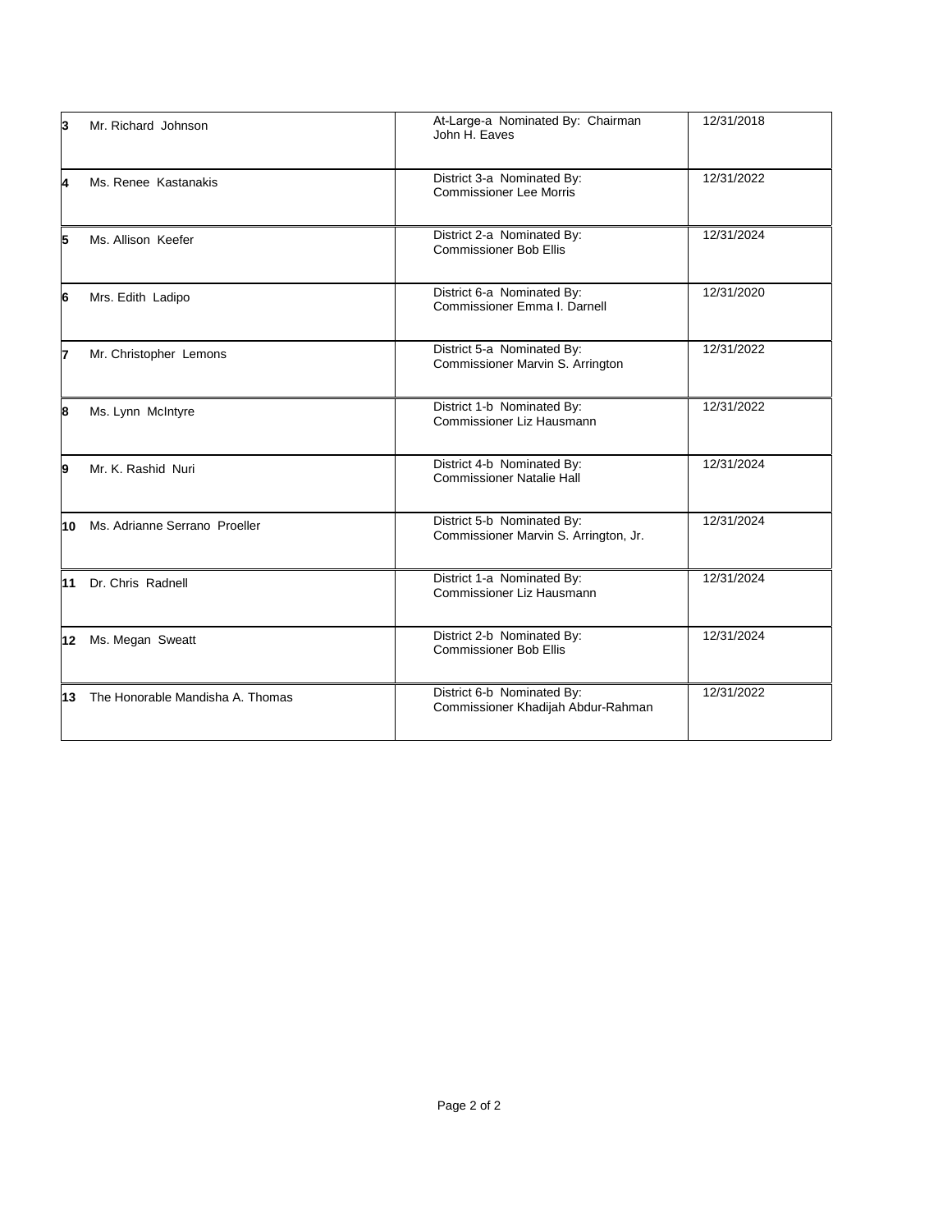| | | | |
|---|---|---|---|
| **3** | Mr. Richard Johnson | At-Large-a Nominated By: Chairman John H. Eaves | 12/31/2018 |
| **4** | Ms. Renee Kastanakis | District 3-a Nominated By: Commissioner Lee Morris | 12/31/2022 |
| **5** | Ms. Allison Keefer | District 2-a Nominated By: Commissioner Bob Ellis | 12/31/2024 |
| **6** | Mrs. Edith Ladipo | District 6-a Nominated By: Commissioner Emma I. Darnell | 12/31/2020 |
| **7** | Mr. Christopher Lemons | District 5-a Nominated By: Commissioner Marvin S. Arrington | 12/31/2022 |
| **8** | Ms. Lynn McIntyre | District 1-b Nominated By: Commissioner Liz Hausmann | 12/31/2022 |
| **9** | Mr. K. Rashid Nuri | District 4-b Nominated By: Commissioner Natalie Hall | 12/31/2024 |
| **10** | Ms. Adrianne Serrano Proeller | District 5-b Nominated By: Commissioner Marvin S. Arrington, Jr. | 12/31/2024 |
| **11** | Dr. Chris Radnell | District 1-a Nominated By: Commissioner Liz Hausmann | 12/31/2024 |
| **12** | Ms. Megan Sweatt | District 2-b Nominated By: Commissioner Bob Ellis | 12/31/2024 |
| **13** | The Honorable Mandisha A. Thomas | District 6-b Nominated By: Commissioner Khadijah Abdur-Rahman | 12/31/2022 |